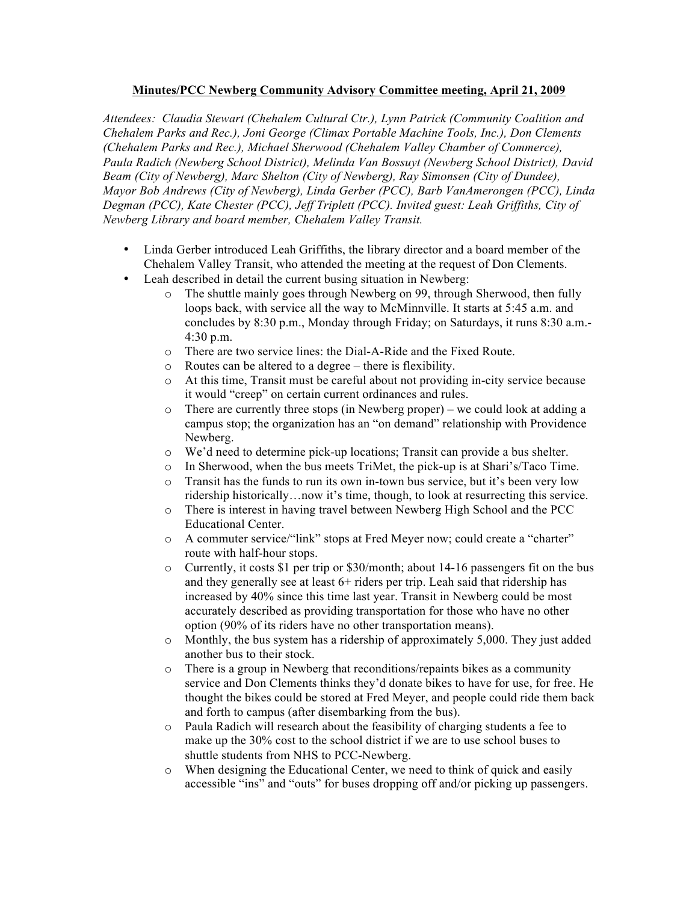**Minutes/PCC Newberg Community Advisory Committee meeting, April 21, 2009**

*Attendees: Claudia Stewart (Chehalem Cultural Ctr.), Lynn Patrick (Community Coalition and Chehalem Parks and Rec.), Joni George (Climax Portable Machine Tools, Inc.), Don Clements (Chehalem Parks and Rec.), Michael Sherwood (Chehalem Valley Chamber of Commerce), Paula Radich (Newberg School District), Melinda Van Bossuyt (Newberg School District), David Beam (City of Newberg), Marc Shelton (City of Newberg), Ray Simonsen (City of Dundee), Mayor Bob Andrews (City of Newberg), Linda Gerber (PCC), Barb VanAmerongen (PCC), Linda Degman (PCC), Kate Chester (PCC), Jeff Triplett (PCC). Invited guest: Leah Griffiths, City of Newberg Library and board member, Chehalem Valley Transit.*

- Linda Gerber introduced Leah Griffiths, the library director and a board member of the Chehalem Valley Transit, who attended the meeting at the request of Don Clements.
- Leah described in detail the current busing situation in Newberg:
  - The shuttle mainly goes through Newberg on 99, through Sherwood, then fully loops back, with service all the way to McMinnville. It starts at 5:45 a.m. and concludes by 8:30 p.m., Monday through Friday; on Saturdays, it runs 8:30 a.m.-4:30 p.m.
  - There are two service lines: the Dial-A-Ride and the Fixed Route.
  - Routes can be altered to a degree – there is flexibility.
  - At this time, Transit must be careful about not providing in-city service because it would "creep" on certain current ordinances and rules.
  - There are currently three stops (in Newberg proper) – we could look at adding a campus stop; the organization has an "on demand" relationship with Providence Newberg.
  - We'd need to determine pick-up locations; Transit can provide a bus shelter.
  - In Sherwood, when the bus meets TriMet, the pick-up is at Shari's/Taco Time.
  - Transit has the funds to run its own in-town bus service, but it's been very low ridership historically…now it's time, though, to look at resurrecting this service.
  - There is interest in having travel between Newberg High School and the PCC Educational Center.
  - A commuter service/"link" stops at Fred Meyer now; could create a "charter" route with half-hour stops.
  - Currently, it costs $1 per trip or $30/month; about 14-16 passengers fit on the bus and they generally see at least 6+ riders per trip. Leah said that ridership has increased by 40% since this time last year. Transit in Newberg could be most accurately described as providing transportation for those who have no other option (90% of its riders have no other transportation means).
  - Monthly, the bus system has a ridership of approximately 5,000. They just added another bus to their stock.
  - There is a group in Newberg that reconditions/repaints bikes as a community service and Don Clements thinks they'd donate bikes to have for use, for free. He thought the bikes could be stored at Fred Meyer, and people could ride them back and forth to campus (after disembarking from the bus).
  - Paula Radich will research about the feasibility of charging students a fee to make up the 30% cost to the school district if we are to use school buses to shuttle students from NHS to PCC-Newberg.
  - When designing the Educational Center, we need to think of quick and easily accessible "ins" and "outs" for buses dropping off and/or picking up passengers.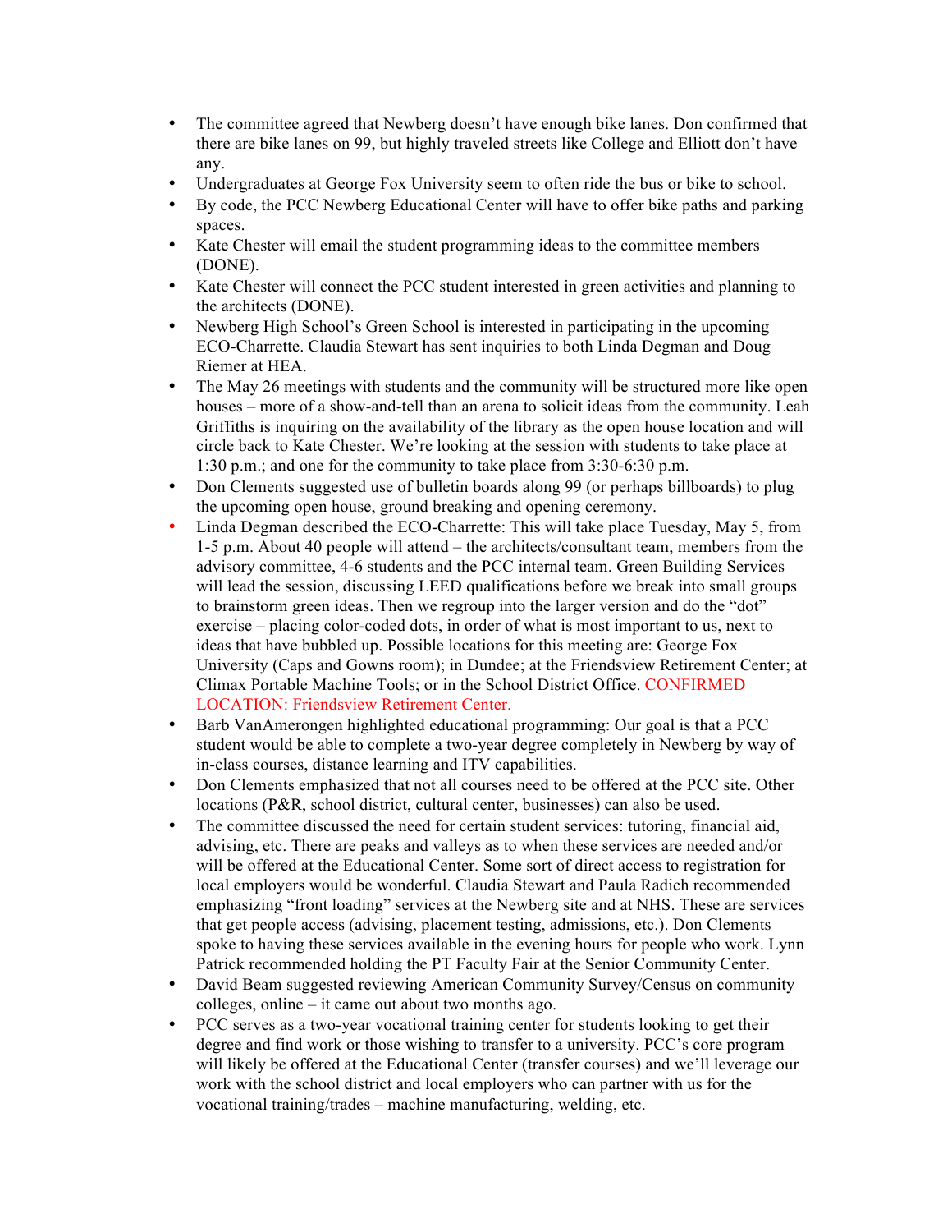- The committee agreed that Newberg doesn't have enough bike lanes. Don confirmed that there are bike lanes on 99, but highly traveled streets like College and Elliott don't have any.
- Undergraduates at George Fox University seem to often ride the bus or bike to school.
- By code, the PCC Newberg Educational Center will have to offer bike paths and parking spaces.
- Kate Chester will email the student programming ideas to the committee members (DONE).
- Kate Chester will connect the PCC student interested in green activities and planning to the architects (DONE).
- Newberg High School's Green School is interested in participating in the upcoming ECO-Charrette. Claudia Stewart has sent inquiries to both Linda Degman and Doug Riemer at HEA.
- The May 26 meetings with students and the community will be structured more like open houses – more of a show-and-tell than an arena to solicit ideas from the community. Leah Griffiths is inquiring on the availability of the library as the open house location and will circle back to Kate Chester. We're looking at the session with students to take place at 1:30 p.m.; and one for the community to take place from 3:30-6:30 p.m.
- Don Clements suggested use of bulletin boards along 99 (or perhaps billboards) to plug the upcoming open house, ground breaking and opening ceremony.
- Linda Degman described the ECO-Charrette: This will take place Tuesday, May 5, from 1-5 p.m. About 40 people will attend – the architects/consultant team, members from the advisory committee, 4-6 students and the PCC internal team. Green Building Services will lead the session, discussing LEED qualifications before we break into small groups to brainstorm green ideas. Then we regroup into the larger version and do the "dot" exercise – placing color-coded dots, in order of what is most important to us, next to ideas that have bubbled up. Possible locations for this meeting are: George Fox University (Caps and Gowns room); in Dundee; at the Friendsview Retirement Center; at Climax Portable Machine Tools; or in the School District Office. CONFIRMED LOCATION: Friendsview Retirement Center.
- Barb VanAmerongen highlighted educational programming: Our goal is that a PCC student would be able to complete a two-year degree completely in Newberg by way of in-class courses, distance learning and ITV capabilities.
- Don Clements emphasized that not all courses need to be offered at the PCC site. Other locations (P&R, school district, cultural center, businesses) can also be used.
- The committee discussed the need for certain student services: tutoring, financial aid, advising, etc. There are peaks and valleys as to when these services are needed and/or will be offered at the Educational Center. Some sort of direct access to registration for local employers would be wonderful. Claudia Stewart and Paula Radich recommended emphasizing "front loading" services at the Newberg site and at NHS. These are services that get people access (advising, placement testing, admissions, etc.). Don Clements spoke to having these services available in the evening hours for people who work. Lynn Patrick recommended holding the PT Faculty Fair at the Senior Community Center.
- David Beam suggested reviewing American Community Survey/Census on community colleges, online – it came out about two months ago.
- PCC serves as a two-year vocational training center for students looking to get their degree and find work or those wishing to transfer to a university. PCC's core program will likely be offered at the Educational Center (transfer courses) and we'll leverage our work with the school district and local employers who can partner with us for the vocational training/trades – machine manufacturing, welding, etc.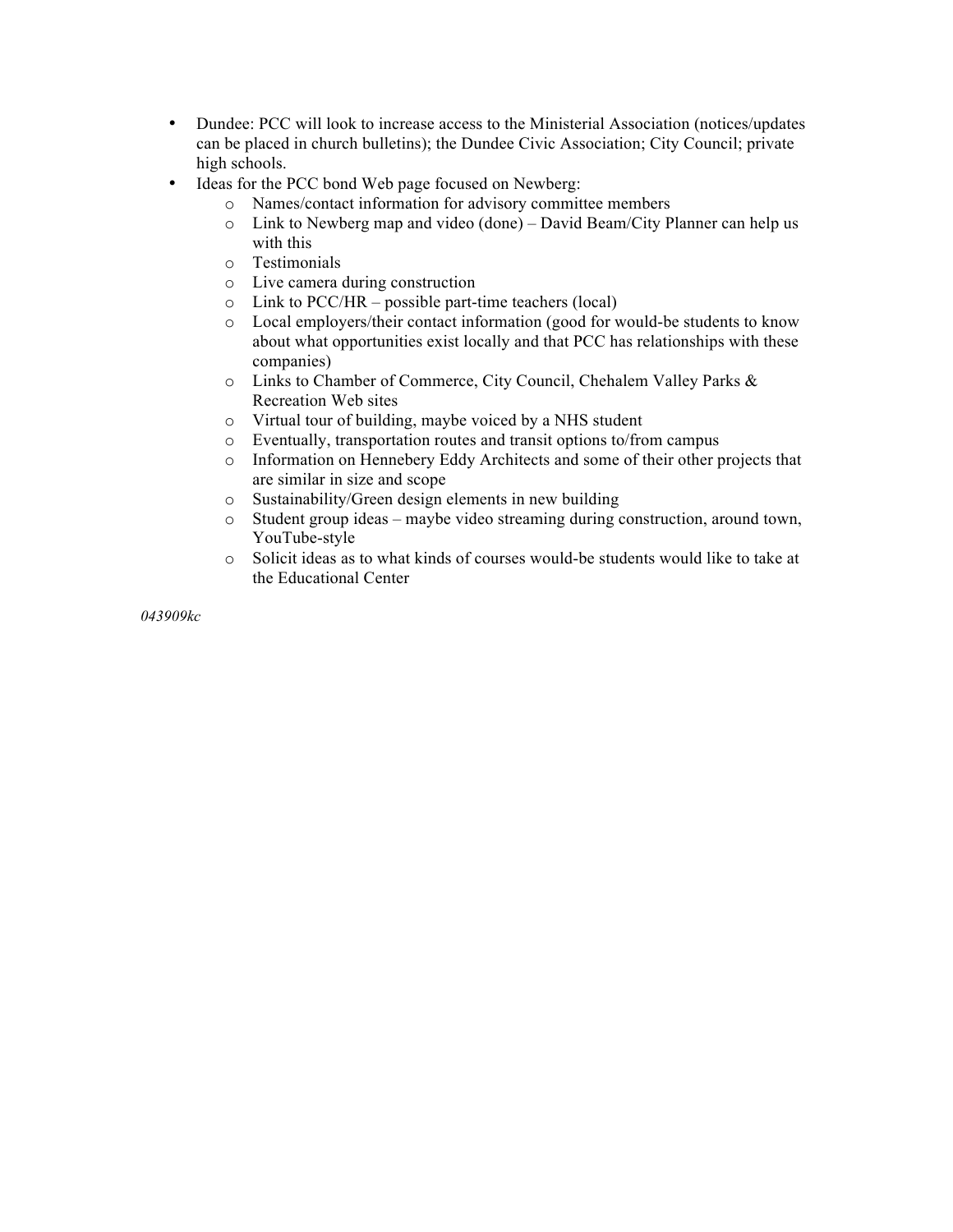- Dundee: PCC will look to increase access to the Ministerial Association (notices/updates can be placed in church bulletins); the Dundee Civic Association; City Council; private high schools.
- Ideas for the PCC bond Web page focused on Newberg:
  - Names/contact information for advisory committee members
  - Link to Newberg map and video (done) – David Beam/City Planner can help us with this
  - Testimonials
  - Live camera during construction
  - Link to PCC/HR – possible part-time teachers (local)
  - Local employers/their contact information (good for would-be students to know about what opportunities exist locally and that PCC has relationships with these companies)
  - Links to Chamber of Commerce, City Council, Chehalem Valley Parks & Recreation Web sites
  - Virtual tour of building, maybe voiced by a NHS student
  - Eventually, transportation routes and transit options to/from campus
  - Information on Hennebery Eddy Architects and some of their other projects that are similar in size and scope
  - Sustainability/Green design elements in new building
  - Student group ideas – maybe video streaming during construction, around town, YouTube-style
  - Solicit ideas as to what kinds of courses would-be students would like to take at the Educational Center

*043909kc*